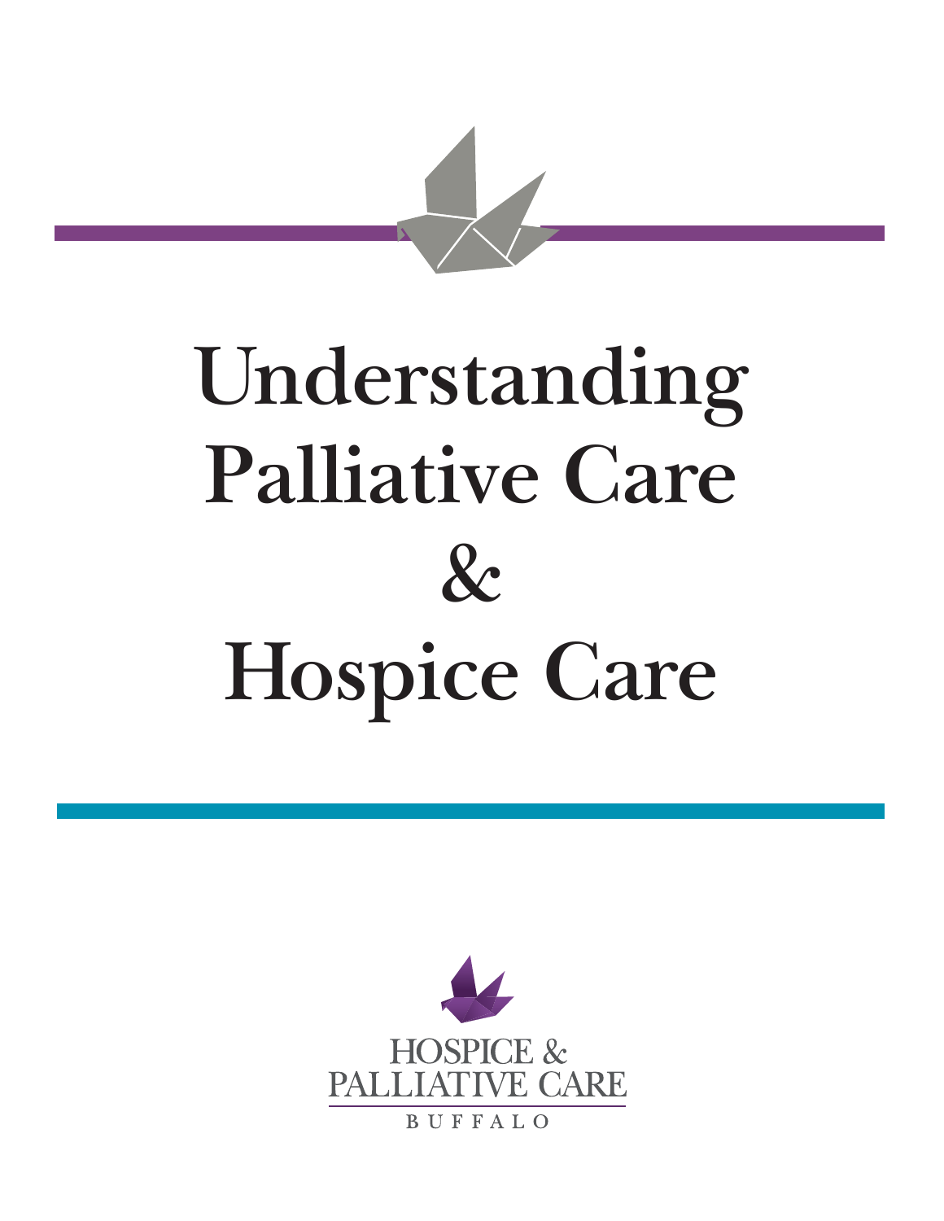# Understanding Palliative Care & Hospice Care

HOSPICE & PALLIATIVE CARE

BUFFALO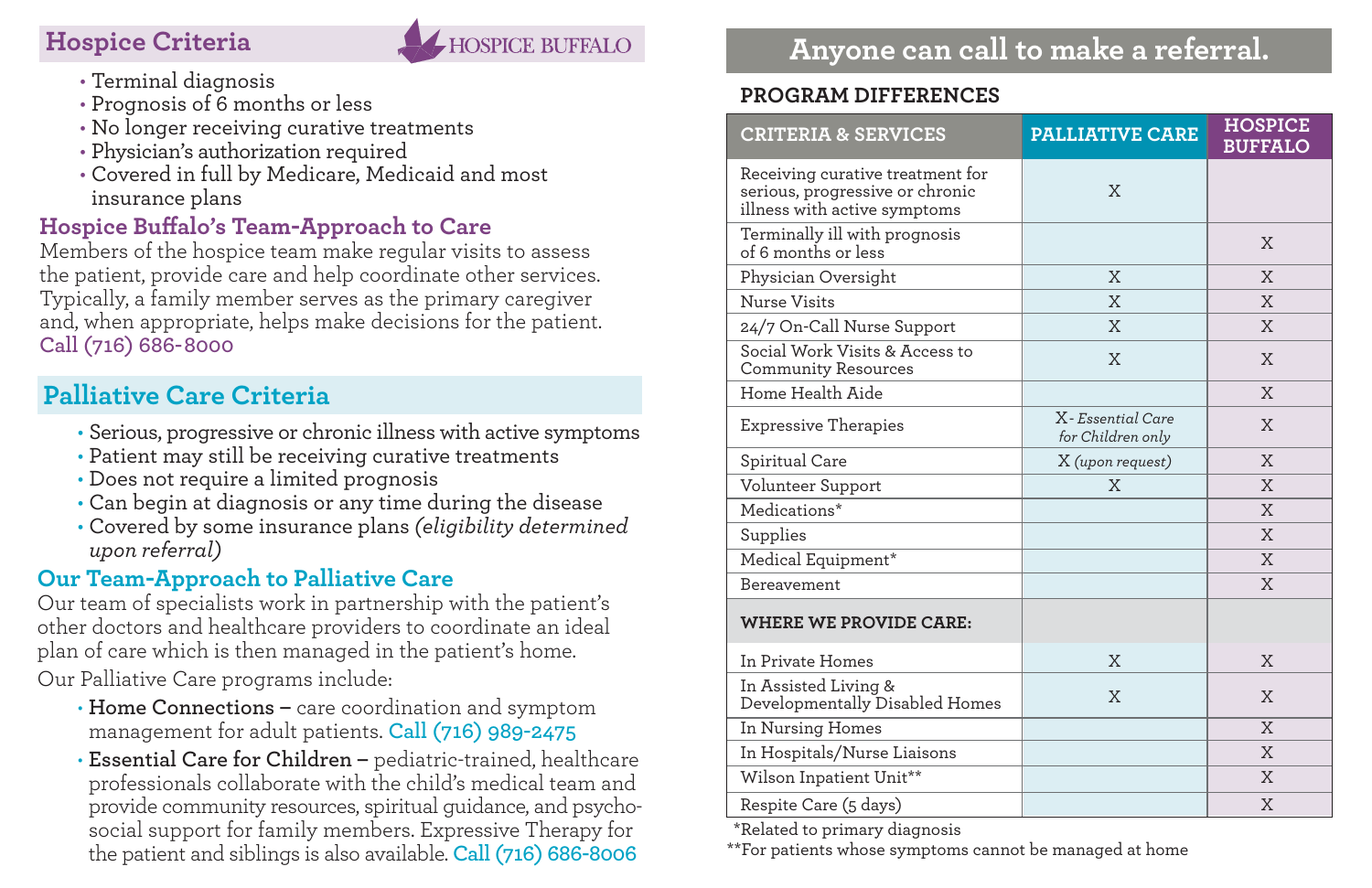## Hospice Criteria

HOSPICE BUFFALO

- Terminal diagnosis
- Prognosis of 6 months or less
- No longer receiving curative treatments
- Physician's authorization required
- Covered in full by Medicare, Medicaid and most insurance plans

### Hospice Buffalo's Team-Approach to Care

Members of the hospice team make regular visits to assess the patient, provide care and help coordinate other services. Typically, a family member serves as the primary caregiver and, when appropriate, helps make decisions for the patient. Call (716) 686-8000

## Palliative Care Criteria

- Serious, progressive or chronic illness with active symptoms
- Patient may still be receiving curative treatments
- Does not require a limited prognosis
- Can begin at diagnosis or any time during the disease
- Covered by some insurance plans *(eligibility determined upon referral)*

### Our Team-Approach to Palliative Care

Our team of specialists work in partnership with the patient's other doctors and healthcare providers to coordinate an ideal plan of care which is then managed in the patient's home.

Our Palliative Care programs include:

- **Home Connections –** care coordination and symptom management for adult patients. Call (716) 989-2475
- **Essential Care for Children –** pediatric-trained, healthcare professionals collaborate with the child's medical team and provide community resources, spiritual guidance, and psycho-social support for family members. Expressive Therapy for the patient and siblings is also available. Call (716) 686-8006

## Anyone can call to make a referral.

### PROGRAM DIFFERENCES

| CRITERIA & SERVICES | PALLIATIVE CARE | HOSPICE BUFFALO |
|---|---|---|
| Receiving curative treatment for serious, progressive or chronic illness with active symptoms | X | |
| Terminally ill with prognosis of 6 months or less | | X |
| Physician Oversight | X | X |
| Nurse Visits | X | X |
| 24/7 On-Call Nurse Support | X | X |
| Social Work Visits & Access to Community Resources | X | X |
| Home Health Aide | | X |
| Expressive Therapies | X - *Essential Care for Children only* | X |
| Spiritual Care | X *(upon request)* | X |
| Volunteer Support | X | X |
| Medications* | | X |
| Supplies | | X |
| Medical Equipment* | | X |
| Bereavement | | X |
| **WHERE WE PROVIDE CARE:** | | |
| In Private Homes | X | X |
| In Assisted Living & Developmentally Disabled Homes | X | X |
| In Nursing Homes | | X |
| In Hospitals/Nurse Liaisons | | X |
| Wilson Inpatient Unit** | | X |
| Respite Care (5 days) | | X |

*Related to primary diagnosis

**For patients whose symptoms cannot be managed at home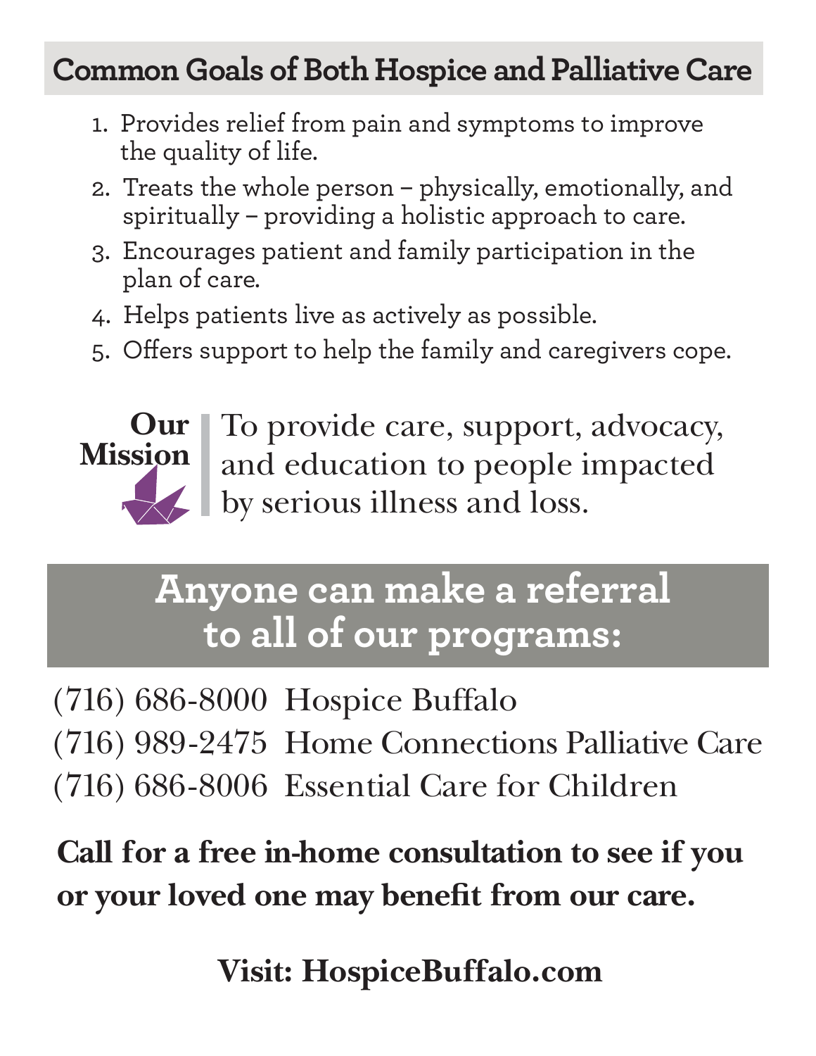## Common Goals of Both Hospice and Palliative Care

1. Provides relief from pain and symptoms to improve the quality of life.
2. Treats the whole person – physically, emotionally, and spiritually – providing a holistic approach to care.
3. Encourages patient and family participation in the plan of care.
4. Helps patients live as actively as possible.
5. Offers support to help the family and caregivers cope.

**Our Mission**

To provide care, support, advocacy, and education to people impacted by serious illness and loss.

## Anyone can make a referral to all of our programs:

(716) 686-8000 Hospice Buffalo
(716) 989-2475 Home Connections Palliative Care
(716) 686-8006 Essential Care for Children

**Call for a free in-home consultation to see if you or your loved one may benefit from our care.**

**Visit: HospiceBuffalo.com**